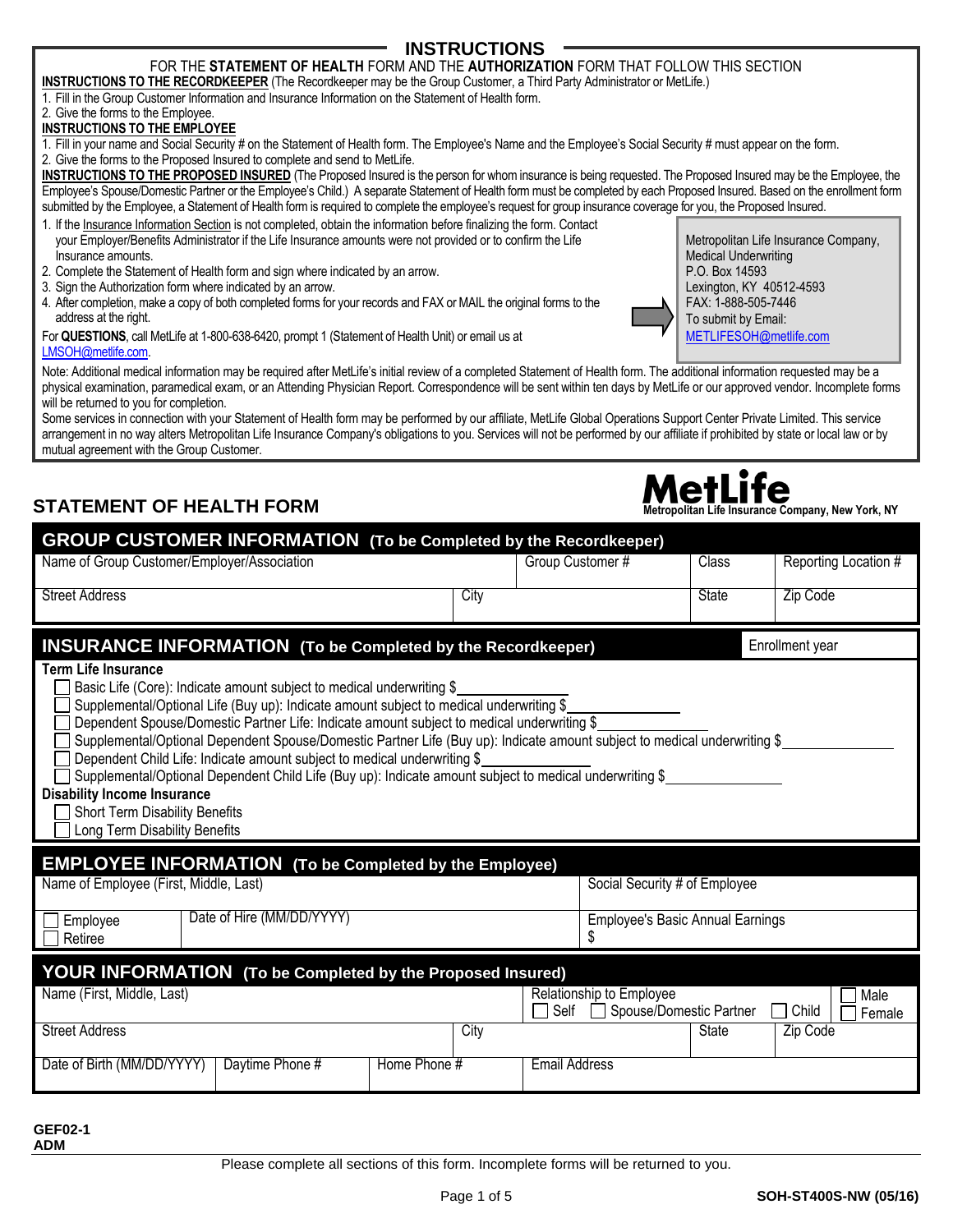# INSTRUCTIONS

FOR THE **STATEMENT OF HEALTH** FORM AND THE **AUTHORIZATION** FORM THAT FOLLOW THIS SECTION

**INSTRUCTIONS TO THE RECORDKEEPER** (The Recordkeeper may be the Group Customer, a Third Party Administrator or MetLife.)

1. Fill in the Group Customer Information and Insurance Information on the Statement of Health form.
2. Give the forms to the Employee.

**INSTRUCTIONS TO THE EMPLOYEE**

1. Fill in your name and Social Security # on the Statement of Health form. The Employee's Name and the Employee's Social Security # must appear on the form.
2. Give the forms to the Proposed Insured to complete and send to MetLife.

**INSTRUCTIONS TO THE PROPOSED INSURED** (The Proposed Insured is the person for whom insurance is being requested. The Proposed Insured may be the Employee, the Employee's Spouse/Domestic Partner or the Employee's Child.) A separate Statement of Health form must be completed by each Proposed Insured. Based on the enrollment form submitted by the Employee, a Statement of Health form is required to complete the employee's request for group insurance coverage for you, the Proposed Insured.

1. If the Insurance Information Section is not completed, obtain the information before finalizing the form. Contact your Employer/Benefits Administrator if the Life Insurance amounts were not provided or to confirm the Life Insurance amounts.
2. Complete the Statement of Health form and sign where indicated by an arrow.
3. Sign the Authorization form where indicated by an arrow.
4. After completion, make a copy of both completed forms for your records and FAX or MAIL the original forms to the address at the right.

Metropolitan Life Insurance Company,
Medical Underwriting
P.O. Box 14593
Lexington, KY 40512-4593
FAX: 1-888-505-7446
To submit by Email:
METLIFESOH@metlife.com

For **QUESTIONS**, call MetLife at 1-800-638-6420, prompt 1 (Statement of Health Unit) or email us at LMSOH@metlife.com.

Note: Additional medical information may be required after MetLife's initial review of a completed Statement of Health form. The additional information requested may be a physical examination, paramedical exam, or an Attending Physician Report. Correspondence will be sent within ten days by MetLife or our approved vendor. Incomplete forms will be returned to you for completion.

Some services in connection with your Statement of Health form may be performed by our affiliate, MetLife Global Operations Support Center Private Limited. This service arrangement in no way alters Metropolitan Life Insurance Company's obligations to you. Services will not be performed by our affiliate if prohibited by state or local law or by mutual agreement with the Group Customer.

# STATEMENT OF HEALTH FORM

**MetLife**
Metropolitan Life Insurance Company, New York, NY

## GROUP CUSTOMER INFORMATION (To be Completed by the Recordkeeper)

| Name of Group Customer/Employer/Association | | Group Customer # | Class | Reporting Location # |
|---|---|---|---|---|
| Street Address | City | | State | Zip Code |

## INSURANCE INFORMATION (To be Completed by the Recordkeeper)

Enrollment year

**Term Life Insurance**

- ☐ Basic Life (Core): Indicate amount subject to medical underwriting $\_\_\_\_\_\_\_\_\_\_
- ☐ Supplemental/Optional Life (Buy up): Indicate amount subject to medical underwriting $\_\_\_\_\_\_\_\_\_\_
- ☐ Dependent Spouse/Domestic Partner Life: Indicate amount subject to medical underwriting $\_\_\_\_\_\_\_\_\_\_
- ☐ Supplemental/Optional Dependent Spouse/Domestic Partner Life (Buy up): Indicate amount subject to medical underwriting $\_\_\_\_\_\_\_\_\_\_
- ☐ Dependent Child Life: Indicate amount subject to medical underwriting $\_\_\_\_\_\_\_\_\_\_
- ☐ Supplemental/Optional Dependent Child Life (Buy up): Indicate amount subject to medical underwriting $\_\_\_\_\_\_\_\_\_\_

**Disability Income Insurance**

- ☐ Short Term Disability Benefits
- ☐ Long Term Disability Benefits

## EMPLOYEE INFORMATION (To be Completed by the Employee)

| Name of Employee (First, Middle, Last) | | Social Security # of Employee |
|---|---|---|
| ☐ Employee ☐ Retiree | Date of Hire (MM/DD/YYYY) | Employee's Basic Annual Earnings $ |

## YOUR INFORMATION (To be Completed by the Proposed Insured)

| Name (First, Middle, Last) | | | Relationship to Employee ☐ Self ☐ Spouse/Domestic Partner ☐ Child | | ☐ Male ☐ Female |
|---|---|---|---|---|---|
| Street Address | | City | | State | Zip Code |
| Date of Birth (MM/DD/YYYY) | Daytime Phone # | Home Phone # | Email Address | | |

GEF02-1
ADM

Please complete all sections of this form. Incomplete forms will be returned to you.

SOH-ST400S-NW (05/16)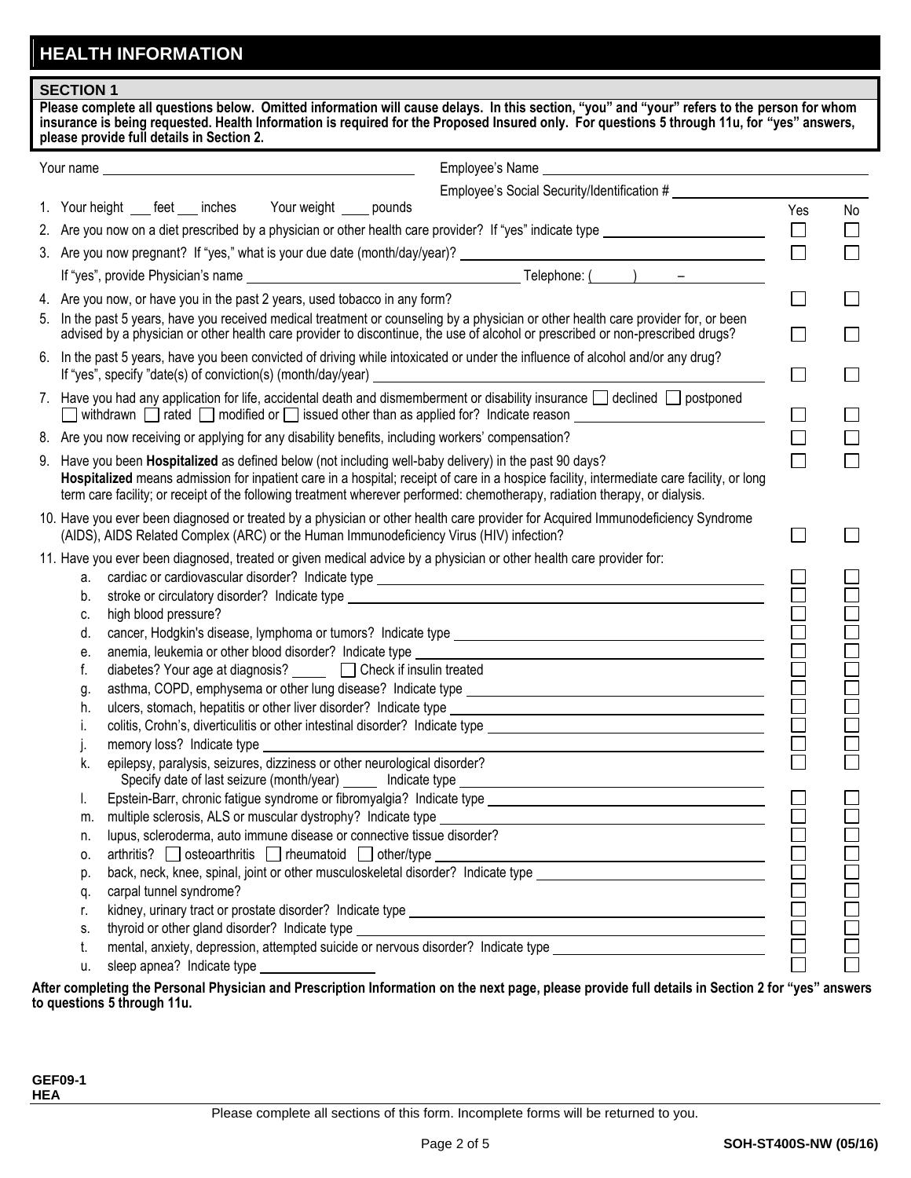# HEALTH INFORMATION

## SECTION 1

**Please complete all questions below. Omitted information will cause delays. In this section, "you" and "your" refers to the person for whom insurance is being requested. Health Information is required for the Proposed Insured only. For questions 5 through 11u, for "yes" answers, please provide full details in Section 2.**

Your name ______________________ Employee's Name ______________________

Employee's Social Security/Identification # ______________________

| Question | Yes | No |
|---|---|---|
| 1. Your height ___ feet ___ inches Your weight ____ pounds | | |
| 2. Are you now on a diet prescribed by a physician or other health care provider? If "yes" indicate type ____________ | ☐ | ☐ |
| 3. Are you now pregnant? If "yes," what is your due date (month/day/year)? ____________<br>If "yes", provide Physician's name ____________ Telephone: (      )      – | ☐ | ☐ |
| 4. Are you now, or have you in the past 2 years, used tobacco in any form? | ☐ | ☐ |
| 5. In the past 5 years, have you received medical treatment or counseling by a physician or other health care provider for, or been advised by a physician or other health care provider to discontinue, the use of alcohol or prescribed or non-prescribed drugs? | ☐ | ☐ |
| 6. In the past 5 years, have you been convicted of driving while intoxicated or under the influence of alcohol and/or any drug? If "yes", specify "date(s) of conviction(s) (month/day/year) ____________ | ☐ | ☐ |
| 7. Have you had any application for life, accidental death and dismemberment or disability insurance ☐ declined ☐ postponed ☐ withdrawn ☐ rated ☐ modified or ☐ issued other than as applied for? Indicate reason ____________ | ☐ | ☐ |
| 8. Are you now receiving or applying for any disability benefits, including workers' compensation? | ☐ | ☐ |
| 9. Have you been **Hospitalized** as defined below (not including well-baby delivery) in the past 90 days?<br>**Hospitalized** means admission for inpatient care in a hospital; receipt of care in a hospice facility, intermediate care facility, or long term care facility; or receipt of the following treatment wherever performed: chemotherapy, radiation therapy, or dialysis. | ☐ | ☐ |
| 10. Have you ever been diagnosed or treated by a physician or other health care provider for Acquired Immunodeficiency Syndrome (AIDS), AIDS Related Complex (ARC) or the Human Immunodeficiency Virus (HIV) infection? | ☐ | ☐ |
| 11. Have you ever been diagnosed, treated or given medical advice by a physician or other health care provider for: | | |
| a. cardiac or cardiovascular disorder? Indicate type ____________ | ☐ | ☐ |
| b. stroke or circulatory disorder? Indicate type ____________ | ☐ | ☐ |
| c. high blood pressure? | ☐ | ☐ |
| d. cancer, Hodgkin's disease, lymphoma or tumors? Indicate type ____________ | ☐ | ☐ |
| e. anemia, leukemia or other blood disorder? Indicate type ____________ | ☐ | ☐ |
| f. diabetes? Your age at diagnosis? _____ ☐ Check if insulin treated | ☐ | ☐ |
| g. asthma, COPD, emphysema or other lung disease? Indicate type ____________ | ☐ | ☐ |
| h. ulcers, stomach, hepatitis or other liver disorder? Indicate type ____________ | ☐ | ☐ |
| i. colitis, Crohn's, diverticulitis or other intestinal disorder? Indicate type ____________ | ☐ | ☐ |
| j. memory loss? Indicate type ____________ | ☐ | ☐ |
| k. epilepsy, paralysis, seizures, dizziness or other neurological disorder?<br>Specify date of last seizure (month/year) _____ Indicate type ____________ | ☐ | ☐ |
| l. Epstein-Barr, chronic fatigue syndrome or fibromyalgia? Indicate type ____________ | ☐ | ☐ |
| m. multiple sclerosis, ALS or muscular dystrophy? Indicate type ____________ | ☐ | ☐ |
| n. lupus, scleroderma, auto immune disease or connective tissue disorder? | ☐ | ☐ |
| o. arthritis? ☐ osteoarthritis ☐ rheumatoid ☐ other/type ____________ | ☐ | ☐ |
| p. back, neck, knee, spinal, joint or other musculoskeletal disorder? Indicate type ____________ | ☐ | ☐ |
| q. carpal tunnel syndrome? | ☐ | ☐ |
| r. kidney, urinary tract or prostate disorder? Indicate type ____________ | ☐ | ☐ |
| s. thyroid or other gland disorder? Indicate type ____________ | ☐ | ☐ |
| t. mental, anxiety, depression, attempted suicide or nervous disorder? Indicate type ____________ | ☐ | ☐ |
| u. sleep apnea? Indicate type ____________ | ☐ | ☐ |

**After completing the Personal Physician and Prescription Information on the next page, please provide full details in Section 2 for "yes" answers to questions 5 through 11u.**

**GEF09-1**
**HEA**

Please complete all sections of this form. Incomplete forms will be returned to you.

**SOH-ST400S-NW (05/16)**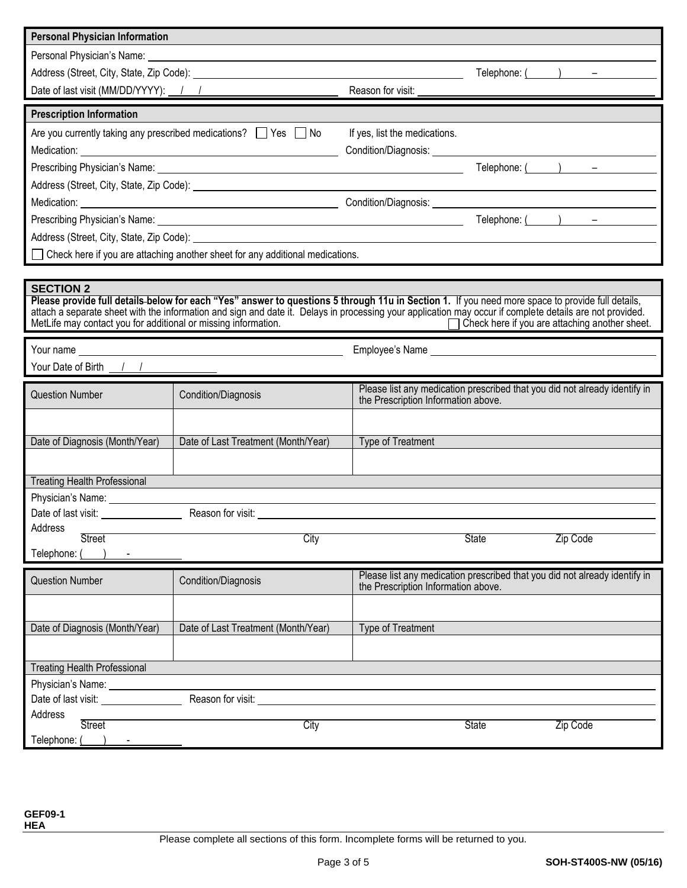**Personal Physician Information**

Personal Physician's Name: ______________________________

Address (Street, City, State, Zip Code): ______________________________ Telephone: (     )     –

Date of last visit (MM/DD/YYYY):   /   /   Reason for visit: ______________________________

**Prescription Information**

Are you currently taking any prescribed medications? ☐ Yes ☐ No    If yes, list the medications.

Medication: ______________________________ Condition/Diagnosis: ______________________________

Prescribing Physician's Name: ______________________________ Telephone: (     )     –

Address (Street, City, State, Zip Code): ______________________________

Medication: ______________________________ Condition/Diagnosis: ______________________________

Prescribing Physician's Name: ______________________________ Telephone: (     )     –

Address (Street, City, State, Zip Code): ______________________________

☐ Check here if you are attaching another sheet for any additional medications.

## SECTION 2

**Please provide full details below for each "Yes" answer to questions 5 through 11u in Section 1. If you need more space to provide full details, attach a separate sheet with the information and sign and date it. Delays in processing your application may occur if complete details are not provided.**
MetLife may contact you for additional or missing information. ☐ Check here if you are attaching another sheet.

Your name ______________________________ Employee's Name ______________________________

Your Date of Birth   /   /

| Question Number | Condition/Diagnosis | Please list any medication prescribed that you did not already identify in the Prescription Information above. |
|---|---|---|
| | | |
| Date of Diagnosis (Month/Year) | Date of Last Treatment (Month/Year) | Type of Treatment |
| | | |

Treating Health Professional

Physician's Name: ______________________________

Date of last visit: __________ Reason for visit: ______________________________

Address ______________________________
Street     City     State     Zip Code

Telephone: (   )   -

| Question Number | Condition/Diagnosis | Please list any medication prescribed that you did not already identify in the Prescription Information above. |
|---|---|---|
| | | |
| Date of Diagnosis (Month/Year) | Date of Last Treatment (Month/Year) | Type of Treatment |
| | | |

Treating Health Professional

Physician's Name: ______________________________

Date of last visit: __________ Reason for visit: ______________________________

Address ______________________________
Street     City     State     Zip Code

Telephone: (   )   -

GEF09-1
HEA

Please complete all sections of this form. Incomplete forms will be returned to you.

SOH-ST400S-NW (05/16)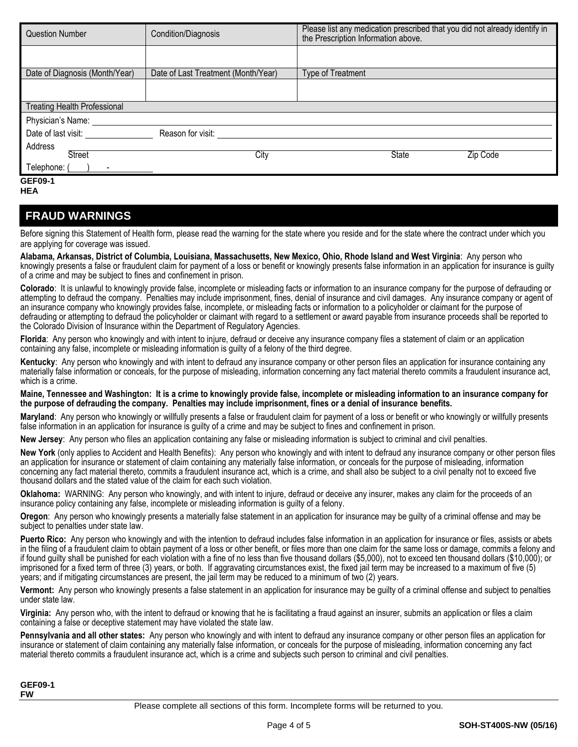| Question Number | Condition/Diagnosis | Please list any medication prescribed that you did not already identify in the Prescription Information above. |
|---|---|---|
| | | |
| **Date of Diagnosis (Month/Year)** | **Date of Last Treatment (Month/Year)** | **Type of Treatment** |
| | | |

**Treating Health Professional**

Physician's Name: ______________________________

Date of last visit: ______________ Reason for visit: ______________________________

Address ______________________________
Street City State Zip Code

Telephone: (____) ____-________

GEF09-1
HEA

## FRAUD WARNINGS

Before signing this Statement of Health form, please read the warning for the state where you reside and for the state where the contract under which you are applying for coverage was issued.

**Alabama, Arkansas, District of Columbia, Louisiana, Massachusetts, New Mexico, Ohio, Rhode Island and West Virginia**: Any person who knowingly presents a false or fraudulent claim for payment of a loss or benefit or knowingly presents false information in an application for insurance is guilty of a crime and may be subject to fines and confinement in prison.

**Colorado**: It is unlawful to knowingly provide false, incomplete or misleading facts or information to an insurance company for the purpose of defrauding or attempting to defraud the company. Penalties may include imprisonment, fines, denial of insurance and civil damages. Any insurance company or agent of an insurance company who knowingly provides false, incomplete, or misleading facts or information to a policyholder or claimant for the purpose of defrauding or attempting to defraud the policyholder or claimant with regard to a settlement or award payable from insurance proceeds shall be reported to the Colorado Division of Insurance within the Department of Regulatory Agencies.

**Florida**: Any person who knowingly and with intent to injure, defraud or deceive any insurance company files a statement of claim or an application containing any false, incomplete or misleading information is guilty of a felony of the third degree.

**Kentucky**: Any person who knowingly and with intent to defraud any insurance company or other person files an application for insurance containing any materially false information or conceals, for the purpose of misleading, information concerning any fact material thereto commits a fraudulent insurance act, which is a crime.

**Maine, Tennessee and Washington: It is a crime to knowingly provide false, incomplete or misleading information to an insurance company for the purpose of defrauding the company. Penalties may include imprisonment, fines or a denial of insurance benefits.**

**Maryland**: Any person who knowingly or willfully presents a false or fraudulent claim for payment of a loss or benefit or who knowingly or willfully presents false information in an application for insurance is guilty of a crime and may be subject to fines and confinement in prison.

**New Jersey**: Any person who files an application containing any false or misleading information is subject to criminal and civil penalties.

**New York** (only applies to Accident and Health Benefits): Any person who knowingly and with intent to defraud any insurance company or other person files an application for insurance or statement of claim containing any materially false information, or conceals for the purpose of misleading, information concerning any fact material thereto, commits a fraudulent insurance act, which is a crime, and shall also be subject to a civil penalty not to exceed five thousand dollars and the stated value of the claim for each such violation.

**Oklahoma:** WARNING: Any person who knowingly, and with intent to injure, defraud or deceive any insurer, makes any claim for the proceeds of an insurance policy containing any false, incomplete or misleading information is guilty of a felony.

**Oregon**: Any person who knowingly presents a materially false statement in an application for insurance may be guilty of a criminal offense and may be subject to penalties under state law.

**Puerto Rico:** Any person who knowingly and with the intention to defraud includes false information in an application for insurance or files, assists or abets in the filing of a fraudulent claim to obtain payment of a loss or other benefit, or files more than one claim for the same loss or damage, commits a felony and if found guilty shall be punished for each violation with a fine of no less than five thousand dollars ($5,000), not to exceed ten thousand dollars ($10,000); or imprisoned for a fixed term of three (3) years, or both. If aggravating circumstances exist, the fixed jail term may be increased to a maximum of five (5) years; and if mitigating circumstances are present, the jail term may be reduced to a minimum of two (2) years.

**Vermont:** Any person who knowingly presents a false statement in an application for insurance may be guilty of a criminal offense and subject to penalties under state law.

**Virginia:** Any person who, with the intent to defraud or knowing that he is facilitating a fraud against an insurer, submits an application or files a claim containing a false or deceptive statement may have violated the state law.

**Pennsylvania and all other states:** Any person who knowingly and with intent to defraud any insurance company or other person files an application for insurance or statement of claim containing any materially false information, or conceals for the purpose of misleading, information concerning any fact material thereto commits a fraudulent insurance act, which is a crime and subjects such person to criminal and civil penalties.

GEF09-1
FW

Please complete all sections of this form. Incomplete forms will be returned to you.

SOH-ST400S-NW (05/16)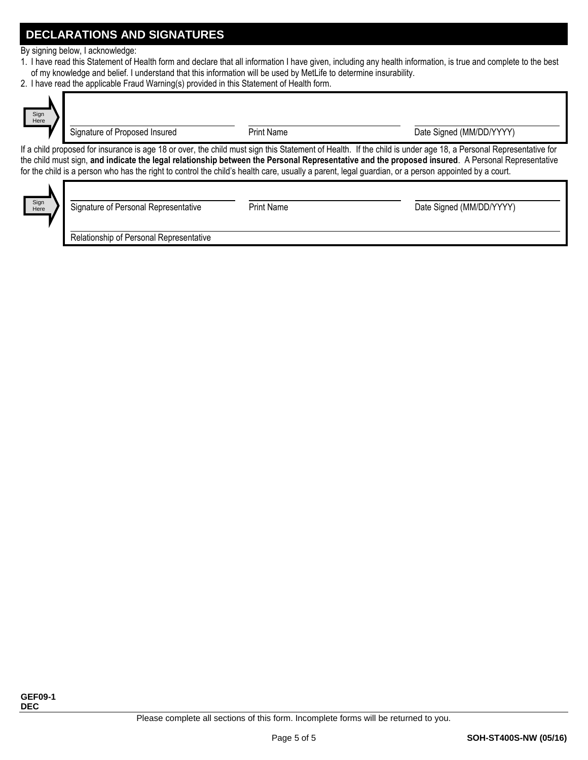## DECLARATIONS AND SIGNATURES

By signing below, I acknowledge:

1. I have read this Statement of Health form and declare that all information I have given, including any health information, is true and complete to the best of my knowledge and belief. I understand that this information will be used by MetLife to determine insurability.
2. I have read the applicable Fraud Warning(s) provided in this Statement of Health form.

Sign Here

| Signature of Proposed Insured | Print Name | Date Signed (MM/DD/YYYY) |
|---|---|---|
| | | |

If a child proposed for insurance is age 18 or over, the child must sign this Statement of Health. If the child is under age 18, a Personal Representative for the child must sign, **and indicate the legal relationship between the Personal Representative and the proposed insured**. A Personal Representative for the child is a person who has the right to control the child's health care, usually a parent, legal guardian, or a person appointed by a court.

Sign Here

| Signature of Personal Representative | Print Name | Date Signed (MM/DD/YYYY) |
|---|---|---|
| | | |

Relationship of Personal Representative

GEF09-1
DEC

Please complete all sections of this form. Incomplete forms will be returned to you.

SOH-ST400S-NW (05/16)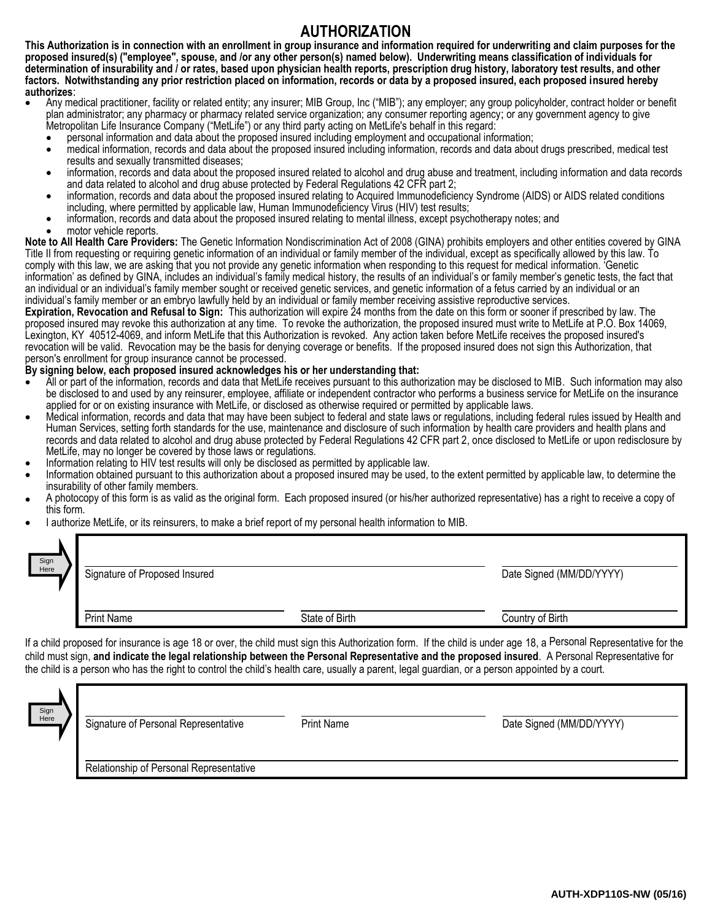# AUTHORIZATION

**This Authorization is in connection with an enrollment in group insurance and information required for underwriting and claim purposes for the proposed insured(s) ("employee", spouse, and /or any other person(s) named below). Underwriting means classification of individuals for determination of insurability and / or rates, based upon physician health reports, prescription drug history, laboratory test results, and other factors. Notwithstanding any prior restriction placed on information, records or data by a proposed insured, each proposed insured hereby authorizes**:

- Any medical practitioner, facility or related entity; any insurer; MIB Group, Inc ("MIB"); any employer; any group policyholder, contract holder or benefit plan administrator; any pharmacy or pharmacy related service organization; any consumer reporting agency; or any government agency to give Metropolitan Life Insurance Company ("MetLife") or any third party acting on MetLife's behalf in this regard:
  - personal information and data about the proposed insured including employment and occupational information;
  - medical information, records and data about the proposed insured including information, records and data about drugs prescribed, medical test results and sexually transmitted diseases;
  - information, records and data about the proposed insured related to alcohol and drug abuse and treatment, including information and data records and data related to alcohol and drug abuse protected by Federal Regulations 42 CFR part 2;
  - information, records and data about the proposed insured relating to Acquired Immunodeficiency Syndrome (AIDS) or AIDS related conditions including, where permitted by applicable law, Human Immunodeficiency Virus (HIV) test results;
  - information, records and data about the proposed insured relating to mental illness, except psychotherapy notes; and
  - motor vehicle reports.

**Note to All Health Care Providers:** The Genetic Information Nondiscrimination Act of 2008 (GINA) prohibits employers and other entities covered by GINA Title II from requesting or requiring genetic information of an individual or family member of the individual, except as specifically allowed by this law. To comply with this law, we are asking that you not provide any genetic information when responding to this request for medical information. 'Genetic information' as defined by GINA, includes an individual's family medical history, the results of an individual's or family member's genetic tests, the fact that an individual or an individual's family member sought or received genetic services, and genetic information of a fetus carried by an individual or an individual's family member or an embryo lawfully held by an individual or family member receiving assistive reproductive services.

**Expiration, Revocation and Refusal to Sign:** This authorization will expire 24 months from the date on this form or sooner if prescribed by law. The proposed insured may revoke this authorization at any time. To revoke the authorization, the proposed insured must write to MetLife at P.O. Box 14069, Lexington, KY 40512-4069, and inform MetLife that this Authorization is revoked. Any action taken before MetLife receives the proposed insured's revocation will be valid. Revocation may be the basis for denying coverage or benefits. If the proposed insured does not sign this Authorization, that person's enrollment for group insurance cannot be processed.

**By signing below, each proposed insured acknowledges his or her understanding that:**

- All or part of the information, records and data that MetLife receives pursuant to this authorization may be disclosed to MIB. Such information may also be disclosed to and used by any reinsurer, employee, affiliate or independent contractor who performs a business service for MetLife on the insurance applied for or on existing insurance with MetLife, or disclosed as otherwise required or permitted by applicable laws.
- Medical information, records and data that may have been subject to federal and state laws or regulations, including federal rules issued by Health and Human Services, setting forth standards for the use, maintenance and disclosure of such information by health care providers and health plans and records and data related to alcohol and drug abuse protected by Federal Regulations 42 CFR part 2, once disclosed to MetLife or upon redisclosure by MetLife, may no longer be covered by those laws or regulations.
- Information relating to HIV test results will only be disclosed as permitted by applicable law.
- Information obtained pursuant to this authorization about a proposed insured may be used, to the extent permitted by applicable law, to determine the insurability of other family members.
- A photocopy of this form is as valid as the original form. Each proposed insured (or his/her authorized representative) has a right to receive a copy of this form.
- I authorize MetLife, or its reinsurers, to make a brief report of my personal health information to MIB.

Sign Here

Signature of Proposed Insured ______________________ Date Signed (MM/DD/YYYY) ______________________

Print Name ______________________ State of Birth ______________________ Country of Birth ______________________

If a child proposed for insurance is age 18 or over, the child must sign this Authorization form. If the child is under age 18, a Personal Representative for the child must sign, **and indicate the legal relationship between the Personal Representative and the proposed insured**. A Personal Representative for the child is a person who has the right to control the child's health care, usually a parent, legal guardian, or a person appointed by a court.

Sign Here

Signature of Personal Representative ______________________ Print Name ______________________ Date Signed (MM/DD/YYYY) ______________________

Relationship of Personal Representative ______________________

AUTH-XDP110S-NW (05/16)